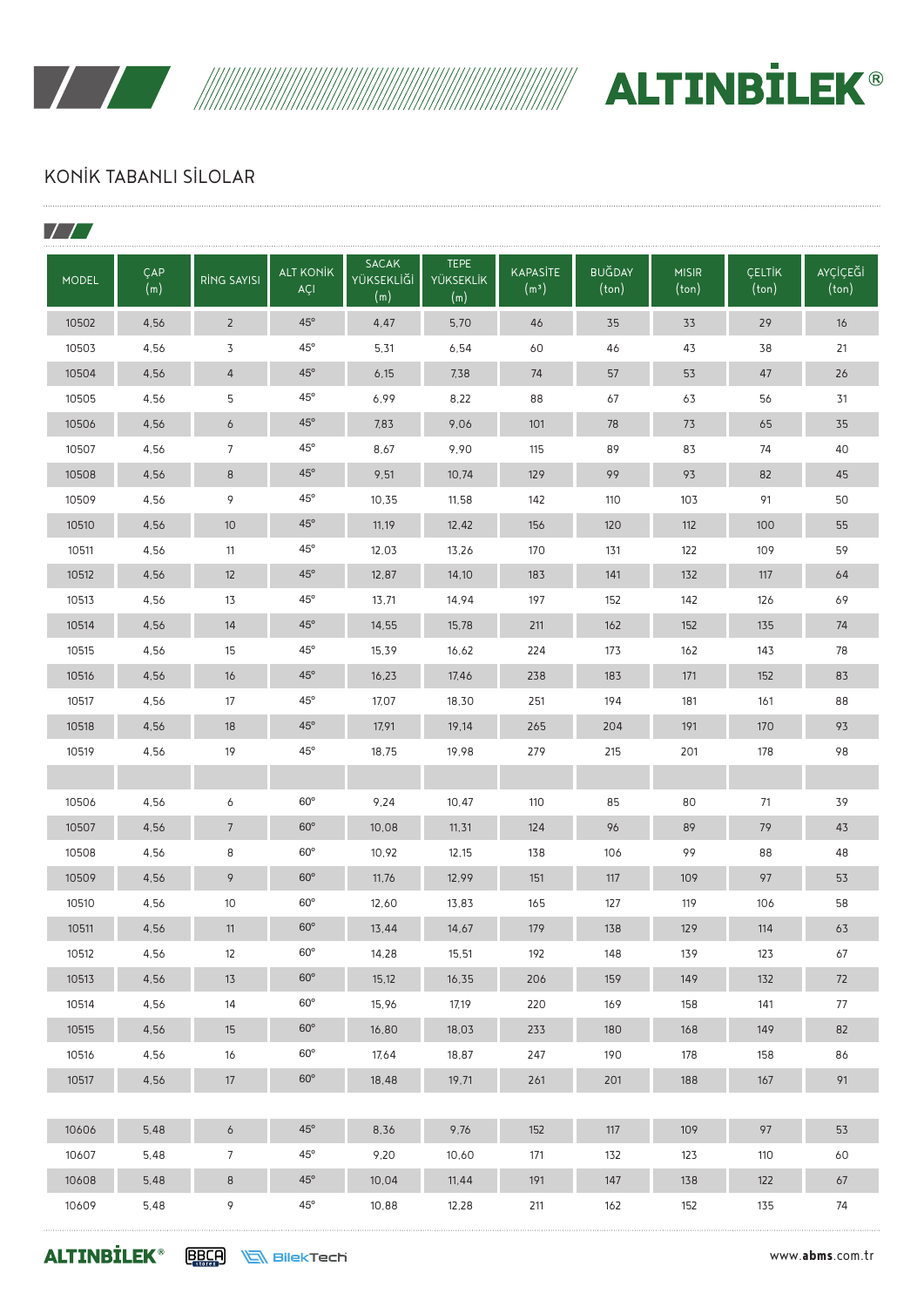# KONİK TABANLI SİLOLAR

| MODEL | ÇAP (m) | RİNG SAYISI | ALT KONİK AÇI | SACAK YÜKSEKLİĞİ (m) | TEPE YÜKSEKLİK (m) | KAPASİTE (m³) | BUĞDAY (ton) | MISIR (ton) | ÇELTİK (ton) | AYÇİÇEĞİ (ton) |
|---|---|---|---|---|---|---|---|---|---|---|
| 10502 | 4,56 | 2 | 45° | 4,47 | 5,70 | 46 | 35 | 33 | 29 | 16 |
| 10503 | 4,56 | 3 | 45° | 5,31 | 6,54 | 60 | 46 | 43 | 38 | 21 |
| 10504 | 4,56 | 4 | 45° | 6,15 | 7,38 | 74 | 57 | 53 | 47 | 26 |
| 10505 | 4,56 | 5 | 45° | 6,99 | 8,22 | 88 | 67 | 63 | 56 | 31 |
| 10506 | 4,56 | 6 | 45° | 7,83 | 9,06 | 101 | 78 | 73 | 65 | 35 |
| 10507 | 4,56 | 7 | 45° | 8,67 | 9,90 | 115 | 89 | 83 | 74 | 40 |
| 10508 | 4,56 | 8 | 45° | 9,51 | 10,74 | 129 | 99 | 93 | 82 | 45 |
| 10509 | 4,56 | 9 | 45° | 10,35 | 11,58 | 142 | 110 | 103 | 91 | 50 |
| 10510 | 4,56 | 10 | 45° | 11,19 | 12,42 | 156 | 120 | 112 | 100 | 55 |
| 10511 | 4,56 | 11 | 45° | 12,03 | 13,26 | 170 | 131 | 122 | 109 | 59 |
| 10512 | 4,56 | 12 | 45° | 12,87 | 14,10 | 183 | 141 | 132 | 117 | 64 |
| 10513 | 4,56 | 13 | 45° | 13,71 | 14,94 | 197 | 152 | 142 | 126 | 69 |
| 10514 | 4,56 | 14 | 45° | 14,55 | 15,78 | 211 | 162 | 152 | 135 | 74 |
| 10515 | 4,56 | 15 | 45° | 15,39 | 16,62 | 224 | 173 | 162 | 143 | 78 |
| 10516 | 4,56 | 16 | 45° | 16,23 | 17,46 | 238 | 183 | 171 | 152 | 83 |
| 10517 | 4,56 | 17 | 45° | 17,07 | 18,30 | 251 | 194 | 181 | 161 | 88 |
| 10518 | 4,56 | 18 | 45° | 17,91 | 19,14 | 265 | 204 | 191 | 170 | 93 |
| 10519 | 4,56 | 19 | 45° | 18,75 | 19,98 | 279 | 215 | 201 | 178 | 98 |
| | | | | | | | | | | |
| 10506 | 4,56 | 6 | 60° | 9,24 | 10,47 | 110 | 85 | 80 | 71 | 39 |
| 10507 | 4,56 | 7 | 60° | 10,08 | 11,31 | 124 | 96 | 89 | 79 | 43 |
| 10508 | 4,56 | 8 | 60° | 10,92 | 12,15 | 138 | 106 | 99 | 88 | 48 |
| 10509 | 4,56 | 9 | 60° | 11,76 | 12,99 | 151 | 117 | 109 | 97 | 53 |
| 10510 | 4,56 | 10 | 60° | 12,60 | 13,83 | 165 | 127 | 119 | 106 | 58 |
| 10511 | 4,56 | 11 | 60° | 13,44 | 14,67 | 179 | 138 | 129 | 114 | 63 |
| 10512 | 4,56 | 12 | 60° | 14,28 | 15,51 | 192 | 148 | 139 | 123 | 67 |
| 10513 | 4,56 | 13 | 60° | 15,12 | 16,35 | 206 | 159 | 149 | 132 | 72 |
| 10514 | 4,56 | 14 | 60° | 15,96 | 17,19 | 220 | 169 | 158 | 141 | 77 |
| 10515 | 4,56 | 15 | 60° | 16,80 | 18,03 | 233 | 180 | 168 | 149 | 82 |
| 10516 | 4,56 | 16 | 60° | 17,64 | 18,87 | 247 | 190 | 178 | 158 | 86 |
| 10517 | 4,56 | 17 | 60° | 18,48 | 19,71 | 261 | 201 | 188 | 167 | 91 |
| | | | | | | | | | | |
| 10606 | 5,48 | 6 | 45° | 8,36 | 9,76 | 152 | 117 | 109 | 97 | 53 |
| 10607 | 5,48 | 7 | 45° | 9,20 | 10,60 | 171 | 132 | 123 | 110 | 60 |
| 10608 | 5,48 | 8 | 45° | 10,04 | 11,44 | 191 | 147 | 138 | 122 | 67 |
| 10609 | 5,48 | 9 | 45° | 10,88 | 12,28 | 211 | 162 | 152 | 135 | 74 |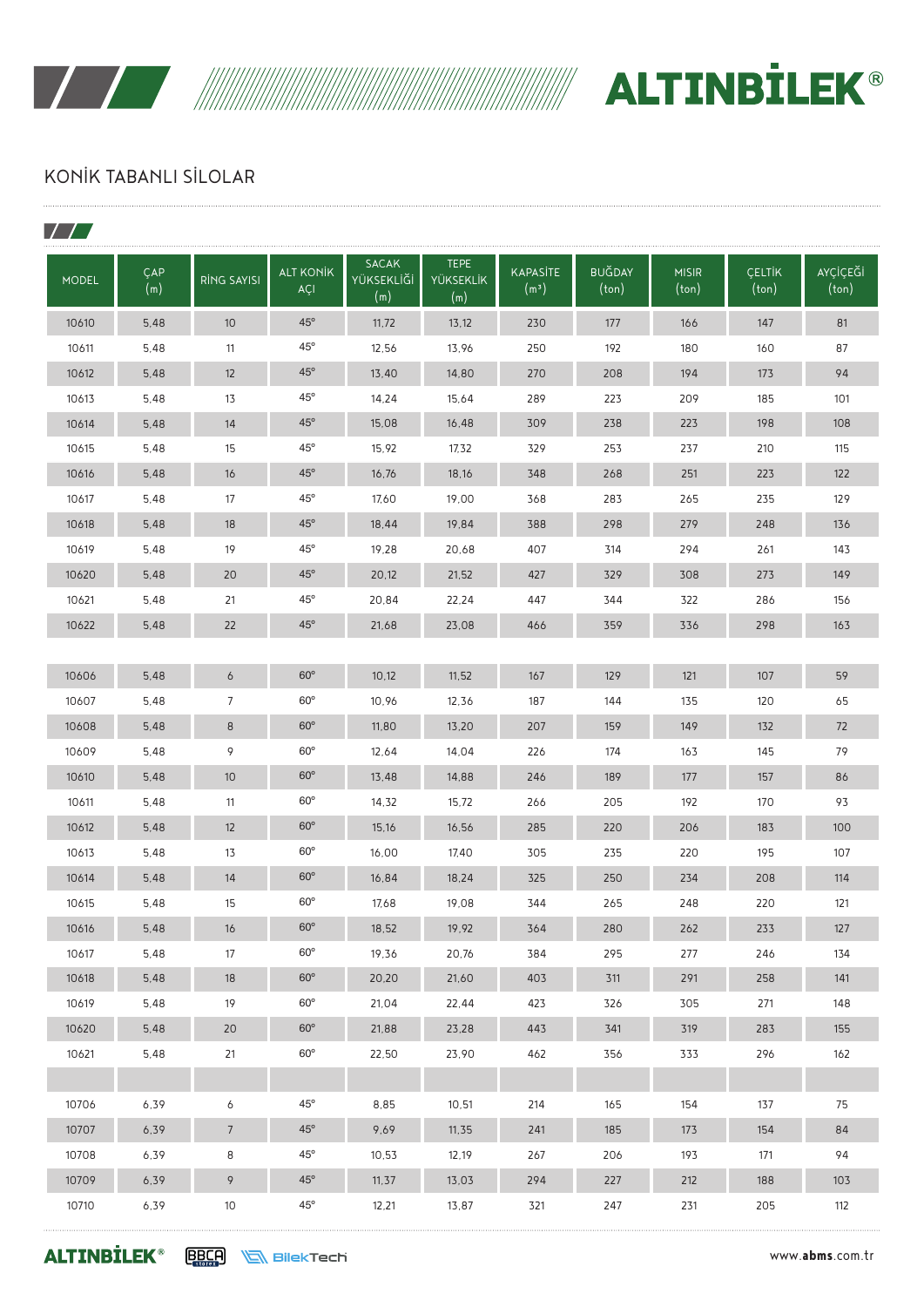# KONİK TABANLI SİLOLAR

| MODEL | ÇAP (m) | RİNG SAYISI | ALT KONİK AÇI | SACAK YÜKSEKLİĞİ (m) | TEPE YÜKSEKLİK (m) | KAPASİTE (m³) | BUĞDAY (ton) | MISIR (ton) | ÇELTİK (ton) | AYÇİÇEĞİ (ton) |
|---|---|---|---|---|---|---|---|---|---|---|
| 10610 | 5,48 | 10 | 45° | 11,72 | 13,12 | 230 | 177 | 166 | 147 | 81 |
| 10611 | 5,48 | 11 | 45° | 12,56 | 13,96 | 250 | 192 | 180 | 160 | 87 |
| 10612 | 5,48 | 12 | 45° | 13,40 | 14,80 | 270 | 208 | 194 | 173 | 94 |
| 10613 | 5,48 | 13 | 45° | 14,24 | 15,64 | 289 | 223 | 209 | 185 | 101 |
| 10614 | 5,48 | 14 | 45° | 15,08 | 16,48 | 309 | 238 | 223 | 198 | 108 |
| 10615 | 5,48 | 15 | 45° | 15,92 | 17,32 | 329 | 253 | 237 | 210 | 115 |
| 10616 | 5,48 | 16 | 45° | 16,76 | 18,16 | 348 | 268 | 251 | 223 | 122 |
| 10617 | 5,48 | 17 | 45° | 17,60 | 19,00 | 368 | 283 | 265 | 235 | 129 |
| 10618 | 5,48 | 18 | 45° | 18,44 | 19,84 | 388 | 298 | 279 | 248 | 136 |
| 10619 | 5,48 | 19 | 45° | 19,28 | 20,68 | 407 | 314 | 294 | 261 | 143 |
| 10620 | 5,48 | 20 | 45° | 20,12 | 21,52 | 427 | 329 | 308 | 273 | 149 |
| 10621 | 5,48 | 21 | 45° | 20,84 | 22,24 | 447 | 344 | 322 | 286 | 156 |
| 10622 | 5,48 | 22 | 45° | 21,68 | 23,08 | 466 | 359 | 336 | 298 | 163 |
| | | | | | | | | | | |
| 10606 | 5,48 | 6 | 60° | 10,12 | 11,52 | 167 | 129 | 121 | 107 | 59 |
| 10607 | 5,48 | 7 | 60° | 10,96 | 12,36 | 187 | 144 | 135 | 120 | 65 |
| 10608 | 5,48 | 8 | 60° | 11,80 | 13,20 | 207 | 159 | 149 | 132 | 72 |
| 10609 | 5,48 | 9 | 60° | 12,64 | 14,04 | 226 | 174 | 163 | 145 | 79 |
| 10610 | 5,48 | 10 | 60° | 13,48 | 14,88 | 246 | 189 | 177 | 157 | 86 |
| 10611 | 5,48 | 11 | 60° | 14,32 | 15,72 | 266 | 205 | 192 | 170 | 93 |
| 10612 | 5,48 | 12 | 60° | 15,16 | 16,56 | 285 | 220 | 206 | 183 | 100 |
| 10613 | 5,48 | 13 | 60° | 16,00 | 17,40 | 305 | 235 | 220 | 195 | 107 |
| 10614 | 5,48 | 14 | 60° | 16,84 | 18,24 | 325 | 250 | 234 | 208 | 114 |
| 10615 | 5,48 | 15 | 60° | 17,68 | 19,08 | 344 | 265 | 248 | 220 | 121 |
| 10616 | 5,48 | 16 | 60° | 18,52 | 19,92 | 364 | 280 | 262 | 233 | 127 |
| 10617 | 5,48 | 17 | 60° | 19,36 | 20,76 | 384 | 295 | 277 | 246 | 134 |
| 10618 | 5,48 | 18 | 60° | 20,20 | 21,60 | 403 | 311 | 291 | 258 | 141 |
| 10619 | 5,48 | 19 | 60° | 21,04 | 22,44 | 423 | 326 | 305 | 271 | 148 |
| 10620 | 5,48 | 20 | 60° | 21,88 | 23,28 | 443 | 341 | 319 | 283 | 155 |
| 10621 | 5,48 | 21 | 60° | 22,50 | 23,90 | 462 | 356 | 333 | 296 | 162 |
| | | | | | | | | | | |
| 10706 | 6,39 | 6 | 45° | 8,85 | 10,51 | 214 | 165 | 154 | 137 | 75 |
| 10707 | 6,39 | 7 | 45° | 9,69 | 11,35 | 241 | 185 | 173 | 154 | 84 |
| 10708 | 6,39 | 8 | 45° | 10,53 | 12,19 | 267 | 206 | 193 | 171 | 94 |
| 10709 | 6,39 | 9 | 45° | 11,37 | 13,03 | 294 | 227 | 212 | 188 | 103 |
| 10710 | 6,39 | 10 | 45° | 12,21 | 13,87 | 321 | 247 | 231 | 205 | 112 |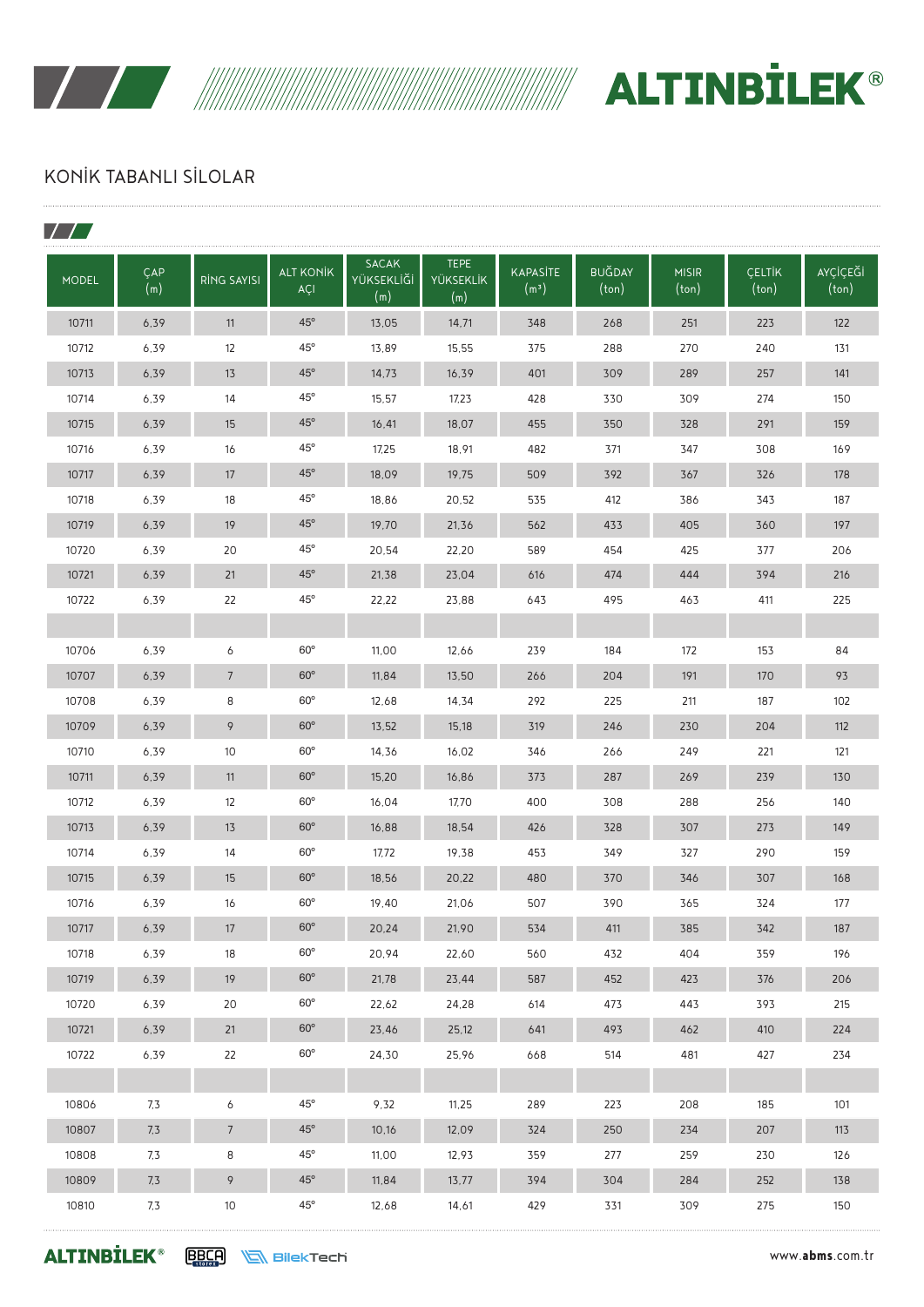# KONİK TABANLI SİLOLAR

| MODEL | ÇAP (m) | RİNG SAYISI | ALT KONİK AÇI | SACAK YÜKSEKLİĞİ (m) | TEPE YÜKSEKLİK (m) | KAPASİTE ($m^3$) | BUĞDAY (ton) | MISIR (ton) | ÇELTİK (ton) | AYÇİÇEĞİ (ton) |
|---|---|---|---|---|---|---|---|---|---|---|
| 10711 | 6,39 | 11 | 45° | 13,05 | 14,71 | 348 | 268 | 251 | 223 | 122 |
| 10712 | 6,39 | 12 | 45° | 13,89 | 15,55 | 375 | 288 | 270 | 240 | 131 |
| 10713 | 6,39 | 13 | 45° | 14,73 | 16,39 | 401 | 309 | 289 | 257 | 141 |
| 10714 | 6,39 | 14 | 45° | 15,57 | 17,23 | 428 | 330 | 309 | 274 | 150 |
| 10715 | 6,39 | 15 | 45° | 16,41 | 18,07 | 455 | 350 | 328 | 291 | 159 |
| 10716 | 6,39 | 16 | 45° | 17,25 | 18,91 | 482 | 371 | 347 | 308 | 169 |
| 10717 | 6,39 | 17 | 45° | 18,09 | 19,75 | 509 | 392 | 367 | 326 | 178 |
| 10718 | 6,39 | 18 | 45° | 18,86 | 20,52 | 535 | 412 | 386 | 343 | 187 |
| 10719 | 6,39 | 19 | 45° | 19,70 | 21,36 | 562 | 433 | 405 | 360 | 197 |
| 10720 | 6,39 | 20 | 45° | 20,54 | 22,20 | 589 | 454 | 425 | 377 | 206 |
| 10721 | 6,39 | 21 | 45° | 21,38 | 23,04 | 616 | 474 | 444 | 394 | 216 |
| 10722 | 6,39 | 22 | 45° | 22,22 | 23,88 | 643 | 495 | 463 | 411 | 225 |
| | | | | | | | | | | |
| 10706 | 6,39 | 6 | 60° | 11,00 | 12,66 | 239 | 184 | 172 | 153 | 84 |
| 10707 | 6,39 | 7 | 60° | 11,84 | 13,50 | 266 | 204 | 191 | 170 | 93 |
| 10708 | 6,39 | 8 | 60° | 12,68 | 14,34 | 292 | 225 | 211 | 187 | 102 |
| 10709 | 6,39 | 9 | 60° | 13,52 | 15,18 | 319 | 246 | 230 | 204 | 112 |
| 10710 | 6,39 | 10 | 60° | 14,36 | 16,02 | 346 | 266 | 249 | 221 | 121 |
| 10711 | 6,39 | 11 | 60° | 15,20 | 16,86 | 373 | 287 | 269 | 239 | 130 |
| 10712 | 6,39 | 12 | 60° | 16,04 | 17,70 | 400 | 308 | 288 | 256 | 140 |
| 10713 | 6,39 | 13 | 60° | 16,88 | 18,54 | 426 | 328 | 307 | 273 | 149 |
| 10714 | 6,39 | 14 | 60° | 17,72 | 19,38 | 453 | 349 | 327 | 290 | 159 |
| 10715 | 6,39 | 15 | 60° | 18,56 | 20,22 | 480 | 370 | 346 | 307 | 168 |
| 10716 | 6,39 | 16 | 60° | 19,40 | 21,06 | 507 | 390 | 365 | 324 | 177 |
| 10717 | 6,39 | 17 | 60° | 20,24 | 21,90 | 534 | 411 | 385 | 342 | 187 |
| 10718 | 6,39 | 18 | 60° | 20,94 | 22,60 | 560 | 432 | 404 | 359 | 196 |
| 10719 | 6,39 | 19 | 60° | 21,78 | 23,44 | 587 | 452 | 423 | 376 | 206 |
| 10720 | 6,39 | 20 | 60° | 22,62 | 24,28 | 614 | 473 | 443 | 393 | 215 |
| 10721 | 6,39 | 21 | 60° | 23,46 | 25,12 | 641 | 493 | 462 | 410 | 224 |
| 10722 | 6,39 | 22 | 60° | 24,30 | 25,96 | 668 | 514 | 481 | 427 | 234 |
| | | | | | | | | | | |
| 10806 | 7,3 | 6 | 45° | 9,32 | 11,25 | 289 | 223 | 208 | 185 | 101 |
| 10807 | 7,3 | 7 | 45° | 10,16 | 12,09 | 324 | 250 | 234 | 207 | 113 |
| 10808 | 7,3 | 8 | 45° | 11,00 | 12,93 | 359 | 277 | 259 | 230 | 126 |
| 10809 | 7,3 | 9 | 45° | 11,84 | 13,77 | 394 | 304 | 284 | 252 | 138 |
| 10810 | 7,3 | 10 | 45° | 12,68 | 14,61 | 429 | 331 | 309 | 275 | 150 |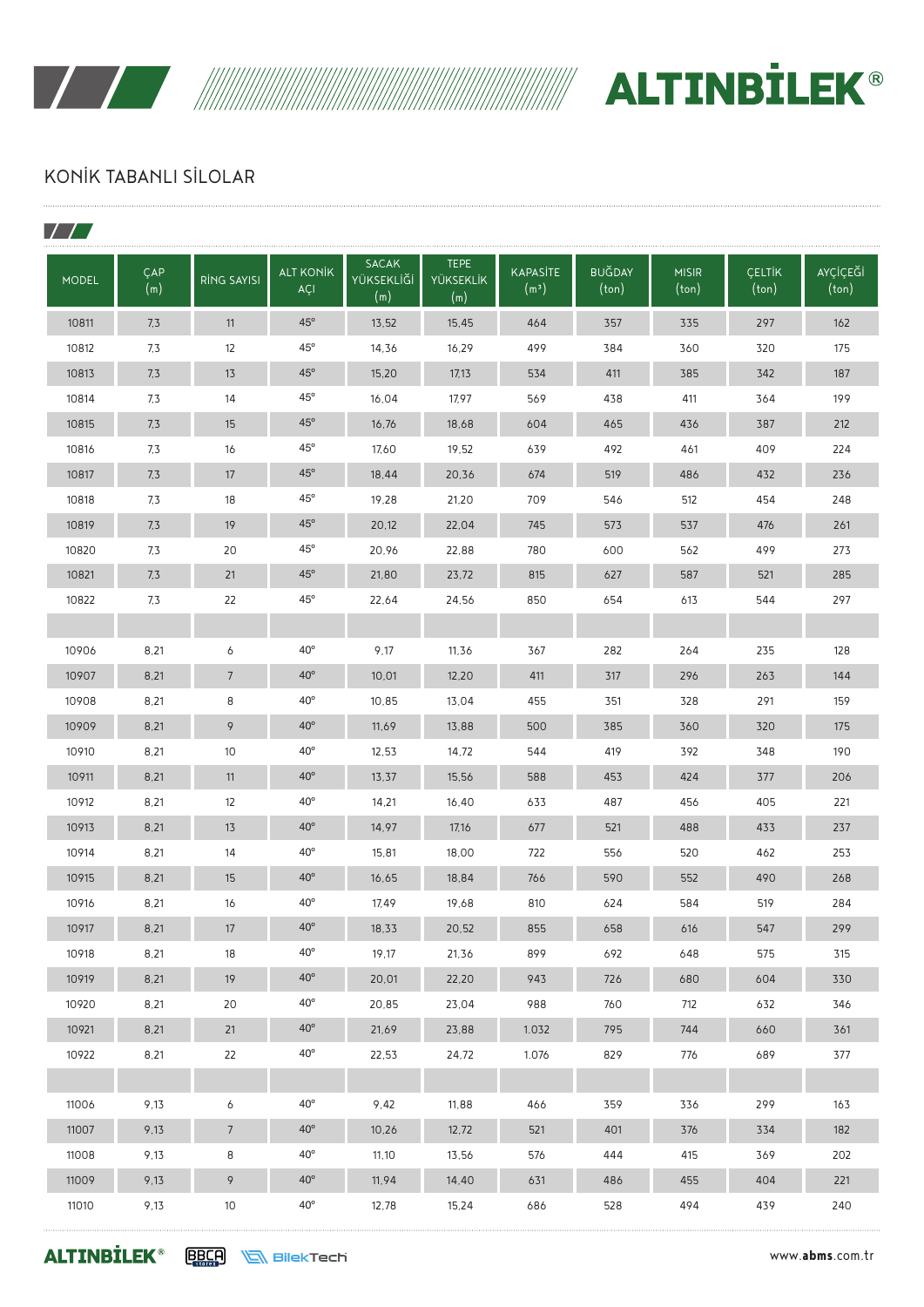# KONİK TABANLI SİLOLAR

| MODEL | ÇAP (m) | RİNG SAYISI | ALT KONİK AÇI | SACAK YÜKSEKLİĞİ (m) | TEPE YÜKSEKLİK (m) | KAPASİTE ($m^3$) | BUĞDAY (ton) | MISIR (ton) | ÇELTİK (ton) | AYÇİÇEĞİ (ton) |
|---|---|---|---|---|---|---|---|---|---|---|
| 10811 | 7,3 | 11 | 45° | 13,52 | 15,45 | 464 | 357 | 335 | 297 | 162 |
| 10812 | 7,3 | 12 | 45° | 14,36 | 16,29 | 499 | 384 | 360 | 320 | 175 |
| 10813 | 7,3 | 13 | 45° | 15,20 | 17,13 | 534 | 411 | 385 | 342 | 187 |
| 10814 | 7,3 | 14 | 45° | 16,04 | 17,97 | 569 | 438 | 411 | 364 | 199 |
| 10815 | 7,3 | 15 | 45° | 16,76 | 18,68 | 604 | 465 | 436 | 387 | 212 |
| 10816 | 7,3 | 16 | 45° | 17,60 | 19,52 | 639 | 492 | 461 | 409 | 224 |
| 10817 | 7,3 | 17 | 45° | 18,44 | 20,36 | 674 | 519 | 486 | 432 | 236 |
| 10818 | 7,3 | 18 | 45° | 19,28 | 21,20 | 709 | 546 | 512 | 454 | 248 |
| 10819 | 7,3 | 19 | 45° | 20,12 | 22,04 | 745 | 573 | 537 | 476 | 261 |
| 10820 | 7,3 | 20 | 45° | 20,96 | 22,88 | 780 | 600 | 562 | 499 | 273 |
| 10821 | 7,3 | 21 | 45° | 21,80 | 23,72 | 815 | 627 | 587 | 521 | 285 |
| 10822 | 7,3 | 22 | 45° | 22,64 | 24,56 | 850 | 654 | 613 | 544 | 297 |
| | | | | | | | | | | |
| 10906 | 8,21 | 6 | 40° | 9,17 | 11,36 | 367 | 282 | 264 | 235 | 128 |
| 10907 | 8,21 | 7 | 40° | 10,01 | 12,20 | 411 | 317 | 296 | 263 | 144 |
| 10908 | 8,21 | 8 | 40° | 10,85 | 13,04 | 455 | 351 | 328 | 291 | 159 |
| 10909 | 8,21 | 9 | 40° | 11,69 | 13,88 | 500 | 385 | 360 | 320 | 175 |
| 10910 | 8,21 | 10 | 40° | 12,53 | 14,72 | 544 | 419 | 392 | 348 | 190 |
| 10911 | 8,21 | 11 | 40° | 13,37 | 15,56 | 588 | 453 | 424 | 377 | 206 |
| 10912 | 8,21 | 12 | 40° | 14,21 | 16,40 | 633 | 487 | 456 | 405 | 221 |
| 10913 | 8,21 | 13 | 40° | 14,97 | 17,16 | 677 | 521 | 488 | 433 | 237 |
| 10914 | 8,21 | 14 | 40° | 15,81 | 18,00 | 722 | 556 | 520 | 462 | 253 |
| 10915 | 8,21 | 15 | 40° | 16,65 | 18,84 | 766 | 590 | 552 | 490 | 268 |
| 10916 | 8,21 | 16 | 40° | 17,49 | 19,68 | 810 | 624 | 584 | 519 | 284 |
| 10917 | 8,21 | 17 | 40° | 18,33 | 20,52 | 855 | 658 | 616 | 547 | 299 |
| 10918 | 8,21 | 18 | 40° | 19,17 | 21,36 | 899 | 692 | 648 | 575 | 315 |
| 10919 | 8,21 | 19 | 40° | 20,01 | 22,20 | 943 | 726 | 680 | 604 | 330 |
| 10920 | 8,21 | 20 | 40° | 20,85 | 23,04 | 988 | 760 | 712 | 632 | 346 |
| 10921 | 8,21 | 21 | 40° | 21,69 | 23,88 | 1.032 | 795 | 744 | 660 | 361 |
| 10922 | 8,21 | 22 | 40° | 22,53 | 24,72 | 1.076 | 829 | 776 | 689 | 377 |
| | | | | | | | | | | |
| 11006 | 9,13 | 6 | 40° | 9,42 | 11,88 | 466 | 359 | 336 | 299 | 163 |
| 11007 | 9,13 | 7 | 40° | 10,26 | 12,72 | 521 | 401 | 376 | 334 | 182 |
| 11008 | 9,13 | 8 | 40° | 11,10 | 13,56 | 576 | 444 | 415 | 369 | 202 |
| 11009 | 9,13 | 9 | 40° | 11,94 | 14,40 | 631 | 486 | 455 | 404 | 221 |
| 11010 | 9,13 | 10 | 40° | 12,78 | 15,24 | 686 | 528 | 494 | 439 | 240 |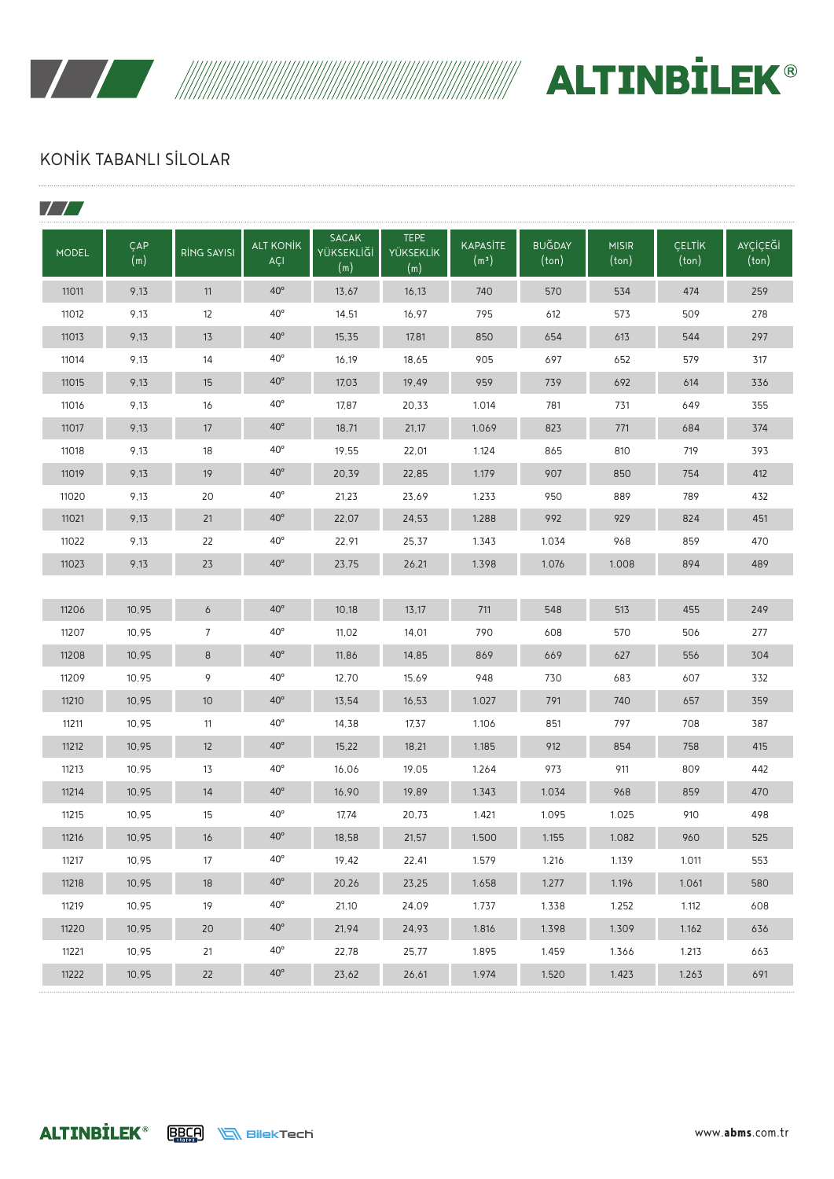## KONİK TABANLI SİLOLAR

| MODEL | ÇAP (m) | RİNG SAYISI | ALT KONİK AÇI | SACAK YÜKSEKLİĞİ (m) | TEPE YÜKSEKLİK (m) | KAPASİTE (m³) | BUĞDAY (ton) | MISIR (ton) | ÇELTİK (ton) | AYÇİÇEĞİ (ton) |
|---|---|---|---|---|---|---|---|---|---|---|
| 11011 | 9,13 | 11 | 40° | 13,67 | 16,13 | 740 | 570 | 534 | 474 | 259 |
| 11012 | 9,13 | 12 | 40° | 14,51 | 16,97 | 795 | 612 | 573 | 509 | 278 |
| 11013 | 9,13 | 13 | 40° | 15,35 | 17,81 | 850 | 654 | 613 | 544 | 297 |
| 11014 | 9,13 | 14 | 40° | 16,19 | 18,65 | 905 | 697 | 652 | 579 | 317 |
| 11015 | 9,13 | 15 | 40° | 17,03 | 19,49 | 959 | 739 | 692 | 614 | 336 |
| 11016 | 9,13 | 16 | 40° | 17,87 | 20,33 | 1.014 | 781 | 731 | 649 | 355 |
| 11017 | 9,13 | 17 | 40° | 18,71 | 21,17 | 1.069 | 823 | 771 | 684 | 374 |
| 11018 | 9,13 | 18 | 40° | 19,55 | 22,01 | 1.124 | 865 | 810 | 719 | 393 |
| 11019 | 9,13 | 19 | 40° | 20,39 | 22,85 | 1.179 | 907 | 850 | 754 | 412 |
| 11020 | 9,13 | 20 | 40° | 21,23 | 23,69 | 1.233 | 950 | 889 | 789 | 432 |
| 11021 | 9,13 | 21 | 40° | 22,07 | 24,53 | 1.288 | 992 | 929 | 824 | 451 |
| 11022 | 9,13 | 22 | 40° | 22,91 | 25,37 | 1.343 | 1.034 | 968 | 859 | 470 |
| 11023 | 9,13 | 23 | 40° | 23,75 | 26,21 | 1.398 | 1.076 | 1.008 | 894 | 489 |
| 11206 | 10,95 | 6 | 40° | 10,18 | 13,17 | 711 | 548 | 513 | 455 | 249 |
| 11207 | 10,95 | 7 | 40° | 11,02 | 14,01 | 790 | 608 | 570 | 506 | 277 |
| 11208 | 10,95 | 8 | 40° | 11,86 | 14,85 | 869 | 669 | 627 | 556 | 304 |
| 11209 | 10,95 | 9 | 40° | 12,70 | 15,69 | 948 | 730 | 683 | 607 | 332 |
| 11210 | 10,95 | 10 | 40° | 13,54 | 16,53 | 1.027 | 791 | 740 | 657 | 359 |
| 11211 | 10,95 | 11 | 40° | 14,38 | 17,37 | 1.106 | 851 | 797 | 708 | 387 |
| 11212 | 10,95 | 12 | 40° | 15,22 | 18,21 | 1.185 | 912 | 854 | 758 | 415 |
| 11213 | 10,95 | 13 | 40° | 16,06 | 19,05 | 1.264 | 973 | 911 | 809 | 442 |
| 11214 | 10,95 | 14 | 40° | 16,90 | 19,89 | 1.343 | 1.034 | 968 | 859 | 470 |
| 11215 | 10,95 | 15 | 40° | 17,74 | 20,73 | 1.421 | 1.095 | 1.025 | 910 | 498 |
| 11216 | 10,95 | 16 | 40° | 18,58 | 21,57 | 1.500 | 1.155 | 1.082 | 960 | 525 |
| 11217 | 10,95 | 17 | 40° | 19,42 | 22,41 | 1.579 | 1.216 | 1.139 | 1.011 | 553 |
| 11218 | 10,95 | 18 | 40° | 20,26 | 23,25 | 1.658 | 1.277 | 1.196 | 1.061 | 580 |
| 11219 | 10,95 | 19 | 40° | 21,10 | 24,09 | 1.737 | 1.338 | 1.252 | 1.112 | 608 |
| 11220 | 10,95 | 20 | 40° | 21,94 | 24,93 | 1.816 | 1.398 | 1.309 | 1.162 | 636 |
| 11221 | 10,95 | 21 | 40° | 22,78 | 25,77 | 1.895 | 1.459 | 1.366 | 1.213 | 663 |
| 11222 | 10,95 | 22 | 40° | 23,62 | 26,61 | 1.974 | 1.520 | 1.423 | 1.263 | 691 |